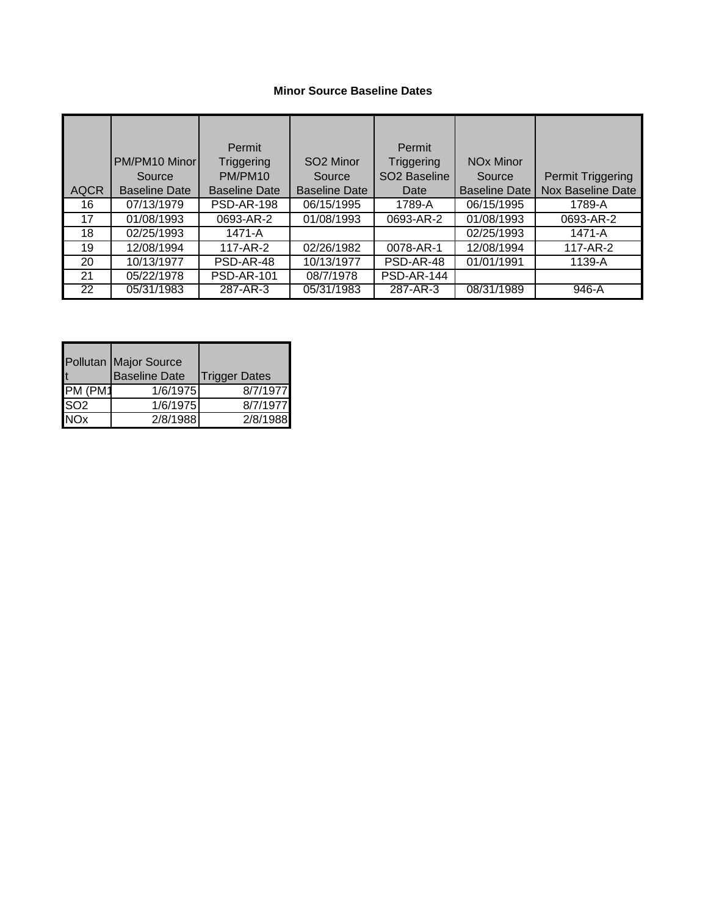**Minor Source Baseline Dates**

| AQCR | PM/PM10 Minor Source Baseline Date | Permit Triggering PM/PM10 Baseline Date | $SO_2$ Minor Source Baseline Date | Permit Triggering $SO_2$ Baseline Date | $NO_x$ Minor Source Baseline Date | Permit Triggering Nox Baseline Date |
|---|---|---|---|---|---|---|
| 16 | 07/13/1979 | PSD-AR-198 | 06/15/1995 | 1789-A | 06/15/1995 | 1789-A |
| 17 | 01/08/1993 | 0693-AR-2 | 01/08/1993 | 0693-AR-2 | 01/08/1993 | 0693-AR-2 |
| 18 | 02/25/1993 | 1471-A | | | 02/25/1993 | 1471-A |
| 19 | 12/08/1994 | 117-AR-2 | 02/26/1982 | 0078-AR-1 | 12/08/1994 | 117-AR-2 |
| 20 | 10/13/1977 | PSD-AR-48 | 10/13/1977 | PSD-AR-48 | 01/01/1991 | 1139-A |
| 21 | 05/22/1978 | PSD-AR-101 | 08/7/1978 | PSD-AR-144 | | |
| 22 | 05/31/1983 | 287-AR-3 | 05/31/1983 | 287-AR-3 | 08/31/1989 | 946-A |

| Pollutant | Major Source Baseline Date | Trigger Dates |
|---|---|---|
| PM (PM1 | 1/6/1975 | 8/7/1977 |
| $SO_2$ | 1/6/1975 | 8/7/1977 |
| $NO_x$ | 2/8/1988 | 2/8/1988 |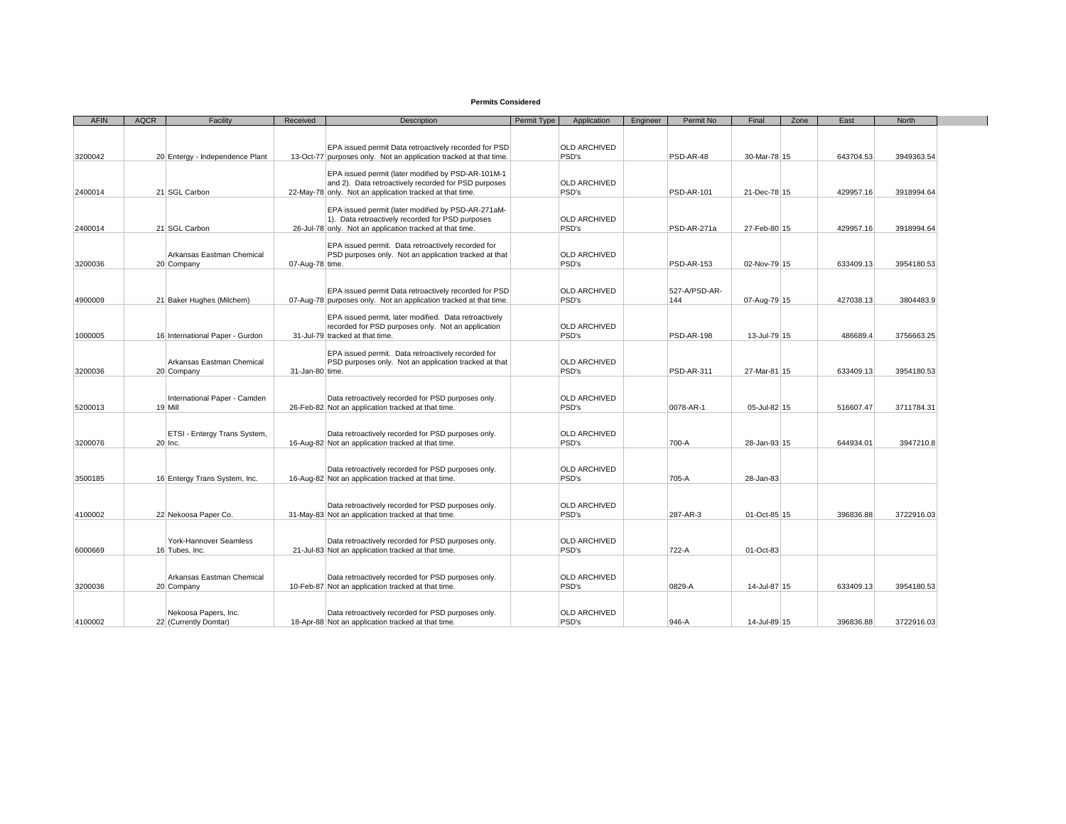**Permits Considered**

| AFIN | AQCR | Facility | Received | Description | Permit Type | Application | Engineer | Permit No | Final | Zone | East | North |
|---|---|---|---|---|---|---|---|---|---|---|---|---|
| 3200042 | 20 | Entergy - Independence Plant | 13-Oct-77 | EPA issued permit Data retroactively recorded for PSD purposes only. Not an application tracked at that time. | | OLD ARCHIVED PSD's | | PSD-AR-48 | 30-Mar-78 | 15 | 643704.53 | 3949363.54 |
| 2400014 | 21 | SGL Carbon | 22-May-78 | EPA issued permit (later modified by PSD-AR-101M-1 and 2). Data retroactively recorded for PSD purposes only. Not an application tracked at that time. | | OLD ARCHIVED PSD's | | PSD-AR-101 | 21-Dec-78 | 15 | 429957.16 | 3918994.64 |
| 2400014 | 21 | SGL Carbon | 26-Jul-78 | EPA issued permit (later modified by PSD-AR-271aM-1). Data retroactively recorded for PSD purposes only. Not an application tracked at that time. | | OLD ARCHIVED PSD's | | PSD-AR-271a | 27-Feb-80 | 15 | 429957.16 | 3918994.64 |
| 3200036 | 20 | Arkansas Eastman Chemical Company | 07-Aug-78 | EPA issued permit. Data retroactively recorded for PSD purposes only. Not an application tracked at that time. | | OLD ARCHIVED PSD's | | PSD-AR-153 | 02-Nov-79 | 15 | 633409.13 | 3954180.53 |
| 4900009 | 21 | Baker Hughes (Milchem) | 07-Aug-78 | EPA issued permit Data retroactively recorded for PSD purposes only. Not an application tracked at that time. | | OLD ARCHIVED PSD's | | 527-A/PSD-AR-144 | 07-Aug-79 | 15 | 427038.13 | 3804483.9 |
| 1000005 | 16 | International Paper - Gurdon | 31-Jul-79 | EPA issued permit, later modified. Data retroactively recorded for PSD purposes only. Not an application tracked at that time. | | OLD ARCHIVED PSD's | | PSD-AR-198 | 13-Jul-79 | 15 | 486689.4 | 3756663.25 |
| 3200036 | 20 | Arkansas Eastman Chemical Company | 31-Jan-80 | EPA issued permit. Data retroactively recorded for PSD purposes only. Not an application tracked at that time. | | OLD ARCHIVED PSD's | | PSD-AR-311 | 27-Mar-81 | 15 | 633409.13 | 3954180.53 |
| 5200013 | 19 | International Paper - Camden Mill | 26-Feb-82 | Data retroactively recorded for PSD purposes only. Not an application tracked at that time. | | OLD ARCHIVED PSD's | | 0078-AR-1 | 05-Jul-82 | 15 | 516607.47 | 3711784.31 |
| 3200076 | 20 | ETSI - Entergy Trans System, Inc. | 16-Aug-82 | Data retroactively recorded for PSD purposes only. Not an application tracked at that time. | | OLD ARCHIVED PSD's | | 700-A | 28-Jan-93 | 15 | 644934.01 | 3947210.8 |
| 3500185 | 16 | Entergy Trans System, Inc. | 16-Aug-82 | Data retroactively recorded for PSD purposes only. Not an application tracked at that time. | | OLD ARCHIVED PSD's | | 705-A | 28-Jan-83 | | | |
| 4100002 | 22 | Nekoosa Paper Co. | 31-May-83 | Data retroactively recorded for PSD purposes only. Not an application tracked at that time. | | OLD ARCHIVED PSD's | | 287-AR-3 | 01-Oct-85 | 15 | 396836.88 | 3722916.03 |
| 6000669 | 16 | York-Hannover Seamless Tubes, Inc. | 21-Jul-83 | Data retroactively recorded for PSD purposes only. Not an application tracked at that time. | | OLD ARCHIVED PSD's | | 722-A | 01-Oct-83 | | | |
| 3200036 | 20 | Arkansas Eastman Chemical Company | 10-Feb-87 | Data retroactively recorded for PSD purposes only. Not an application tracked at that time. | | OLD ARCHIVED PSD's | | 0829-A | 14-Jul-87 | 15 | 633409.13 | 3954180.53 |
| 4100002 | 22 | Nekoosa Papers, Inc. (Currently Domtar) | 18-Apr-88 | Data retroactively recorded for PSD purposes only. Not an application tracked at that time. | | OLD ARCHIVED PSD's | | 946-A | 14-Jul-89 | 15 | 396836.88 | 3722916.03 |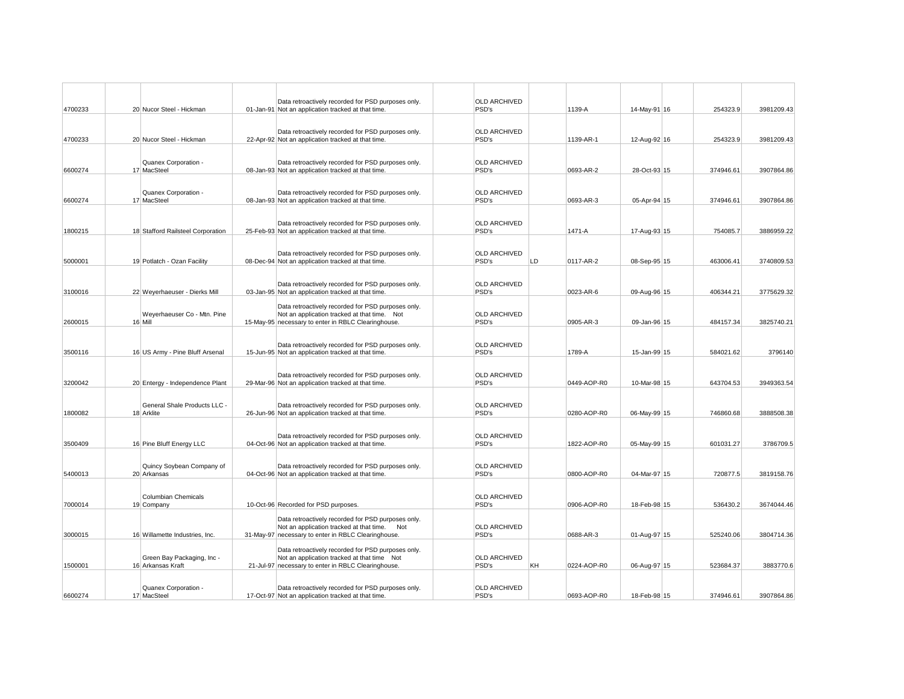| | | | | | | | | | | | | |
|---|---|---|---|---|---|---|---|---|---|---|---|---|
| 4700233 | 20 | Nucor Steel - Hickman | 01-Jan-91 | Data retroactively recorded for PSD purposes only. Not an application tracked at that time. | | OLD ARCHIVED PSD's | | 1139-A | 14-May-91 | 16 | 254323.9 | 3981209.43 |
| 4700233 | 20 | Nucor Steel - Hickman | 22-Apr-92 | Data retroactively recorded for PSD purposes only. Not an application tracked at that time. | | OLD ARCHIVED PSD's | | 1139-AR-1 | 12-Aug-92 | 16 | 254323.9 | 3981209.43 |
| 6600274 | 17 | Quanex Corporation - MacSteel | 08-Jan-93 | Data retroactively recorded for PSD purposes only. Not an application tracked at that time. | | OLD ARCHIVED PSD's | | 0693-AR-2 | 28-Oct-93 | 15 | 374946.61 | 3907864.86 |
| 6600274 | 17 | Quanex Corporation - MacSteel | 08-Jan-93 | Data retroactively recorded for PSD purposes only. Not an application tracked at that time. | | OLD ARCHIVED PSD's | | 0693-AR-3 | 05-Apr-94 | 15 | 374946.61 | 3907864.86 |
| 1800215 | 18 | Stafford Railsteel Corporation | 25-Feb-93 | Data retroactively recorded for PSD purposes only. Not an application tracked at that time. | | OLD ARCHIVED PSD's | | 1471-A | 17-Aug-93 | 15 | 754085.7 | 3886959.22 |
| 5000001 | 19 | Potlatch - Ozan Facility | 08-Dec-94 | Data retroactively recorded for PSD purposes only. Not an application tracked at that time. | | OLD ARCHIVED PSD's | LD | 0117-AR-2 | 08-Sep-95 | 15 | 463006.41 | 3740809.53 |
| 3100016 | 22 | Weyerhaeuser - Dierks Mill | 03-Jan-95 | Data retroactively recorded for PSD purposes only. Not an application tracked at that time. | | OLD ARCHIVED PSD's | | 0023-AR-6 | 09-Aug-96 | 15 | 406344.21 | 3775629.32 |
| 2600015 | 16 | Weyerhaeuser Co - Mtn. Pine Mill | 15-May-95 | Data retroactively recorded for PSD purposes only. Not an application tracked at that time. Not necessary to enter in RBLC Clearinghouse. | | OLD ARCHIVED PSD's | | 0905-AR-3 | 09-Jan-96 | 15 | 484157.34 | 3825740.21 |
| 3500116 | 16 | US Army - Pine Bluff Arsenal | 15-Jun-95 | Data retroactively recorded for PSD purposes only. Not an application tracked at that time. | | OLD ARCHIVED PSD's | | 1789-A | 15-Jan-99 | 15 | 584021.62 | 3796140 |
| 3200042 | 20 | Entergy - Independence Plant | 29-Mar-96 | Data retroactively recorded for PSD purposes only. Not an application tracked at that time. | | OLD ARCHIVED PSD's | | 0449-AOP-R0 | 10-Mar-98 | 15 | 643704.53 | 3949363.54 |
| 1800082 | 18 | General Shale Products LLC - Arklite | 26-Jun-96 | Data retroactively recorded for PSD purposes only. Not an application tracked at that time. | | OLD ARCHIVED PSD's | | 0280-AOP-R0 | 06-May-99 | 15 | 746860.68 | 3888508.38 |
| 3500409 | 16 | Pine Bluff Energy LLC | 04-Oct-96 | Data retroactively recorded for PSD purposes only. Not an application tracked at that time. | | OLD ARCHIVED PSD's | | 1822-AOP-R0 | 05-May-99 | 15 | 601031.27 | 3786709.5 |
| 5400013 | 20 | Quincy Soybean Company of Arkansas | 04-Oct-96 | Data retroactively recorded for PSD purposes only. Not an application tracked at that time. | | OLD ARCHIVED PSD's | | 0800-AOP-R0 | 04-Mar-97 | 15 | 720877.5 | 3819158.76 |
| 7000014 | 19 | Columbian Chemicals Company | 10-Oct-96 | Recorded for PSD purposes. | | OLD ARCHIVED PSD's | | 0906-AOP-R0 | 18-Feb-98 | 15 | 536430.2 | 3674044.46 |
| 3000015 | 16 | Willamette Industries, Inc. | 31-May-97 | Data retroactively recorded for PSD purposes only. Not an application tracked at that time. Not necessary to enter in RBLC Clearinghouse. | | OLD ARCHIVED PSD's | | 0688-AR-3 | 01-Aug-97 | 15 | 525240.06 | 3804714.36 |
| 1500001 | 16 | Green Bay Packaging, Inc - Arkansas Kraft | 21-Jul-97 | Data retroactively recorded for PSD purposes only. Not an application tracked at that time Not necessary to enter in RBLC Clearinghouse. | | OLD ARCHIVED PSD's | KH | 0224-AOP-R0 | 06-Aug-97 | 15 | 523684.37 | 3883770.6 |
| 6600274 | 17 | Quanex Corporation - MacSteel | 17-Oct-97 | Data retroactively recorded for PSD purposes only. Not an application tracked at that time. | | OLD ARCHIVED PSD's | | 0693-AOP-R0 | 18-Feb-98 | 15 | 374946.61 | 3907864.86 |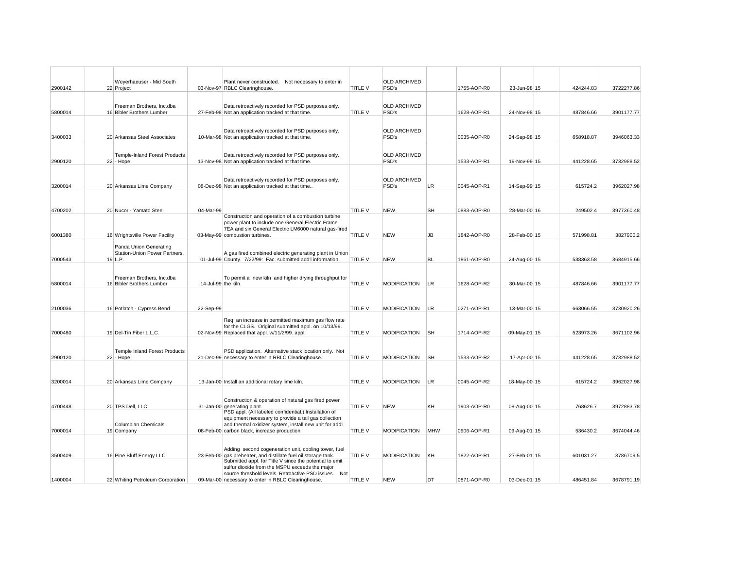| | | | | | | | | | | | | | |
|---|---|---|---|---|---|---|---|---|---|---|---|---|---|
| 2900142 | | 22 | Weyerhaeuser - Mid South Project | 03-Nov-97 | Plant never constructed. Not necessary to enter in RBLC Clearinghouse. | TITLE V | OLD ARCHIVED PSD's | | 1755-AOP-R0 | 23-Jun-98 | 15 | 424244.83 | 3722277.86 |
| 5800014 | | 16 | Freeman Brothers, Inc.dba Bibler Brothers Lumber | 27-Feb-98 | Data retroactively recorded for PSD purposes only. Not an application tracked at that time. | TITLE V | OLD ARCHIVED PSD's | | 1628-AOP-R1 | 24-Nov-98 | 15 | 487846.66 | 3901177.77 |
| 3400033 | | 20 | Arkansas Steel Associates | 10-Mar-98 | Data retroactively recorded for PSD purposes only. Not an application tracked at that time. | | OLD ARCHIVED PSD's | | 0035-AOP-R0 | 24-Sep-98 | 15 | 658918.87 | 3946063.33 |
| 2900120 | | 22 | Temple-Inland Forest Products - Hope | 13-Nov-98 | Data retroactively recorded for PSD purposes only. Not an application tracked at that time. | | OLD ARCHIVED PSD's | | 1533-AOP-R1 | 19-Nov-99 | 15 | 441228.65 | 3732988.52 |
| 3200014 | | 20 | Arkansas Lime Company | 08-Dec-98 | Data retroactively recorded for PSD purposes only. Not an application tracked at that time.. | | OLD ARCHIVED PSD's | LR | 0045-AOP-R1 | 14-Sep-99 | 15 | 615724.2 | 3962027.98 |
| 4700202 | | 20 | Nucor - Yamato Steel | 04-Mar-99 | | TITLE V | NEW | SH | 0883-AOP-R0 | 28-Mar-00 | 16 | 249502.4 | 3977360.48 |
| 6001380 | | 16 | Wrightsville Power Facility | 03-May-99 | Construction and operation of a combustion turbine power plant to include one General Electric Frame 7EA and six General Electric LM6000 natural gas-fired combustion turbines. | TITLE V | NEW | JB | 1842-AOP-R0 | 28-Feb-00 | 15 | 571998.81 | 3827900.2 |
| 7000543 | | 19 | Panda Union Generating Station-Union Power Partners, L.P. | 01-Jul-99 | A gas fired combined electric generating plant in Union County. 7/22/99: Fac. submitted add'l information. | TITLE V | NEW | BL | 1861-AOP-R0 | 24-Aug-00 | 15 | 538363.58 | 3684915.66 |
| 5800014 | | 16 | Freeman Brothers, Inc.dba Bibler Brothers Lumber | 14-Jul-99 | To permit a new kiln and higher drying throughput for the kiln. | TITLE V | MODIFICATION | LR | 1628-AOP-R2 | 30-Mar-00 | 15 | 487846.66 | 3901177.77 |
| 2100036 | | 16 | Potlatch - Cypress Bend | 22-Sep-99 | | TITLE V | MODIFICATION | LR | 0271-AOP-R1 | 13-Mar-00 | 15 | 663066.55 | 3730920.26 |
| 7000480 | | 19 | Del-Tin Fiber L.L.C. | 02-Nov-99 | Req. an increase in permitted maximum gas flow rate for the CLGS. Original submitted appl. on 10/13/99. Replaced that appl. w/11/2/99. appl. | TITLE V | MODIFICATION | SH | 1714-AOP-R2 | 09-May-01 | 15 | 523973.26 | 3671102.96 |
| 2900120 | | 22 | Temple Inland Forest Products - Hope | 21-Dec-99 | PSD application. Alternative stack location only. Not necessary to enter in RBLC Clearinghouse. | TITLE V | MODIFICATION | SH | 1533-AOP-R2 | 17-Apr-00 | 15 | 441228.65 | 3732988.52 |
| 3200014 | | 20 | Arkansas Lime Company | 13-Jan-00 | Install an additional rotary lime kiln. | TITLE V | MODIFICATION | LR | 0045-AOP-R2 | 18-May-00 | 15 | 615724.2 | 3962027.98 |
| 4700448 | | 20 | TPS Dell, LLC | 31-Jan-00 | Construction & operation of natural gas fired power generating plant. | TITLE V | NEW | KH | 1903-AOP-R0 | 08-Aug-00 | 15 | 768626.7 | 3972883.78 |
| 7000014 | | 19 | Columbian Chemicals Company | 08-Feb-00 | PSD appl. (All labeled confidential.) Installation of equipment necessary to provide a tail gas collection and thermal oxidizer system, install new unit for add'l carbon black, increase production | TITLE V | MODIFICATION | MHW | 0906-AOP-R1 | 09-Aug-01 | 15 | 536430.2 | 3674044.46 |
| 3500409 | | 16 | Pine Bluff Energy LLC | 23-Feb-00 | Adding second cogeneration unit, cooling tower, fuel gas preheater, and distillate fuel oil storage tank. | TITLE V | MODIFICATION | KH | 1822-AOP-R1 | 27-Feb-01 | 15 | 601031.27 | 3786709.5 |
| 1400004 | | 22 | Whiting Petroleum Corporation | 09-Mar-00 | Submitted appl. for Title V since the potential to emit sulfur dioxide from the MSPU exceeds the major source threshold levels. Retroactive PSD issues. Not necessary to enter in RBLC Clearinghouse. | TITLE V | NEW | DT | 0871-AOP-R0 | 03-Dec-01 | 15 | 486451.84 | 3678791.19 |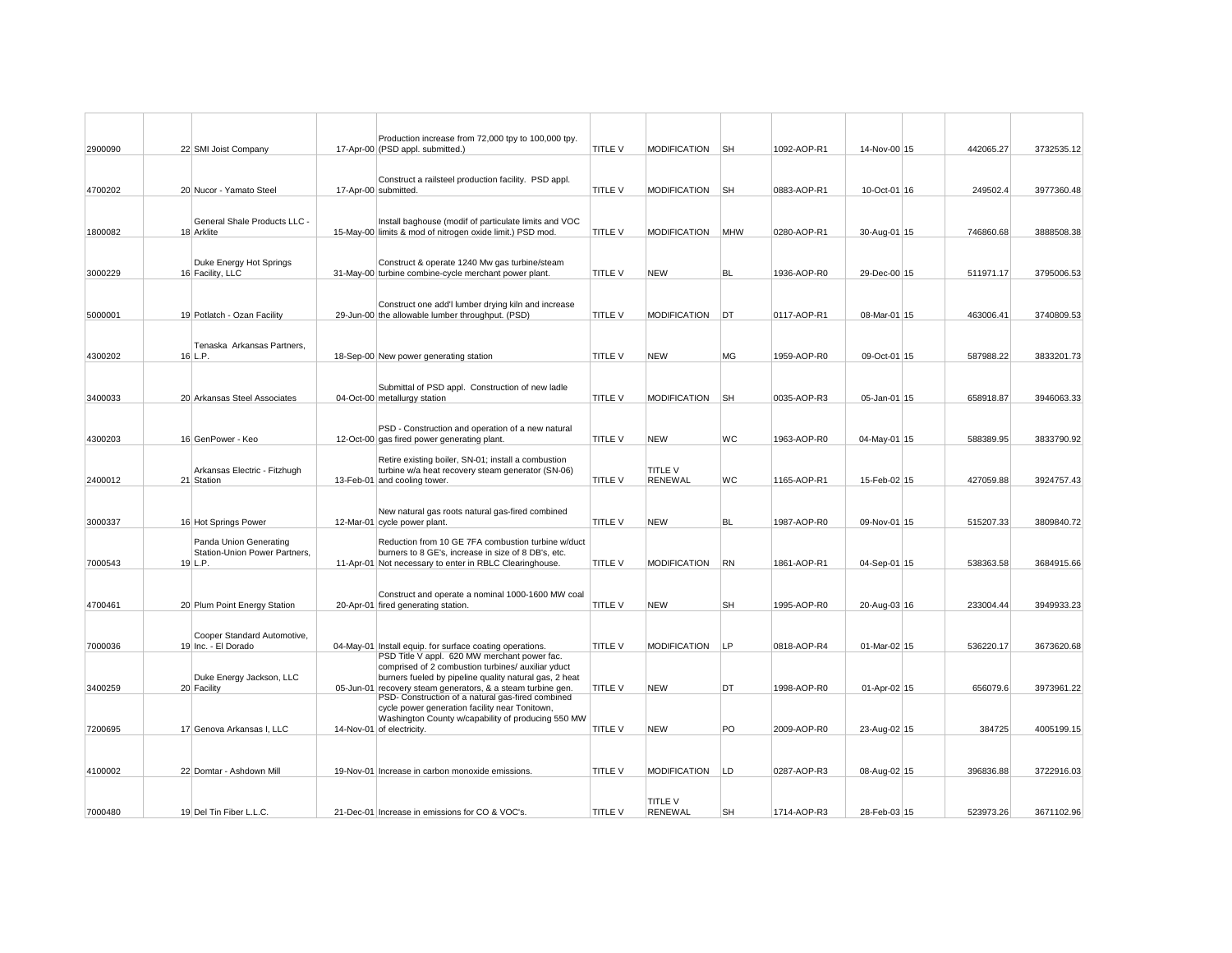| | | | | | | | | | | | | | |
|---|---|---|---|---|---|---|---|---|---|---|---|---|---|
| 2900090 | 22 | SMI Joist Company | | 17-Apr-00 | Production increase from 72,000 tpy to 100,000 tpy. (PSD appl. submitted.) | TITLE V | MODIFICATION | SH | 1092-AOP-R1 | 14-Nov-00 | 15 | 442065.27 | 3732535.12 |
| 4700202 | 20 | Nucor - Yamato Steel | | 17-Apr-00 | Construct a railsteel production facility. PSD appl. submitted. | TITLE V | MODIFICATION | SH | 0883-AOP-R1 | 10-Oct-01 | 16 | 249502.4 | 3977360.48 |
| 1800082 | 18 | General Shale Products LLC - Arklite | | 15-May-00 | Install baghouse (modif of particulate limits and VOC limits & mod of nitrogen oxide limit.) PSD mod. | TITLE V | MODIFICATION | MHW | 0280-AOP-R1 | 30-Aug-01 | 15 | 746860.68 | 3888508.38 |
| 3000229 | 16 | Duke Energy Hot Springs Facility, LLC | | 31-May-00 | Construct & operate 1240 Mw gas turbine/steam turbine combine-cycle merchant power plant. | TITLE V | NEW | BL | 1936-AOP-R0 | 29-Dec-00 | 15 | 511971.17 | 3795006.53 |
| 5000001 | 19 | Potlatch - Ozan Facility | | 29-Jun-00 | Construct one add'l lumber drying kiln and increase the allowable lumber throughput. (PSD) | TITLE V | MODIFICATION | DT | 0117-AOP-R1 | 08-Mar-01 | 15 | 463006.41 | 3740809.53 |
| 4300202 | 16 | Tenaska Arkansas Partners, L.P. | | 18-Sep-00 | New power generating station | TITLE V | NEW | MG | 1959-AOP-R0 | 09-Oct-01 | 15 | 587988.22 | 3833201.73 |
| 3400033 | 20 | Arkansas Steel Associates | | 04-Oct-00 | Submittal of PSD appl. Construction of new ladle metallurgy station | TITLE V | MODIFICATION | SH | 0035-AOP-R3 | 05-Jan-01 | 15 | 658918.87 | 3946063.33 |
| 4300203 | 16 | GenPower - Keo | | 12-Oct-00 | PSD - Construction and operation of a new natural gas fired power generating plant. | TITLE V | NEW | WC | 1963-AOP-R0 | 04-May-01 | 15 | 588389.95 | 3833790.92 |
| 2400012 | 21 | Arkansas Electric - Fitzhugh Station | | 13-Feb-01 | Retire existing boiler, SN-01; install a combustion turbine w/a heat recovery steam generator (SN-06) and cooling tower. | TITLE V | TITLE V RENEWAL | WC | 1165-AOP-R1 | 15-Feb-02 | 15 | 427059.88 | 3924757.43 |
| 3000337 | 16 | Hot Springs Power | | 12-Mar-01 | New natural gas roots natural gas-fired combined cycle power plant. | TITLE V | NEW | BL | 1987-AOP-R0 | 09-Nov-01 | 15 | 515207.33 | 3809840.72 |
| 7000543 | 19 | Panda Union Generating Station-Union Power Partners, L.P. | | 11-Apr-01 | Reduction from 10 GE 7FA combustion turbine w/duct burners to 8 GE's, increase in size of 8 DB's, etc. Not necessary to enter in RBLC Clearinghouse. | TITLE V | MODIFICATION | RN | 1861-AOP-R1 | 04-Sep-01 | 15 | 538363.58 | 3684915.66 |
| 4700461 | 20 | Plum Point Energy Station | | 20-Apr-01 | Construct and operate a nominal 1000-1600 MW coal fired generating station. | TITLE V | NEW | SH | 1995-AOP-R0 | 20-Aug-03 | 16 | 233004.44 | 3949933.23 |
| 7000036 | 19 | Cooper Standard Automotive, Inc. - El Dorado | | 04-May-01 | Install equip. for surface coating operations. | TITLE V | MODIFICATION | LP | 0818-AOP-R4 | 01-Mar-02 | 15 | 536220.17 | 3673620.68 |
| 3400259 | 20 | Duke Energy Jackson, LLC Facility | | 05-Jun-01 | PSD Title V appl. 620 MW merchant power fac. comprised of 2 combustion turbines/ auxiliar yduct burners fueled by pipeline quality natural gas, 2 heat recovery steam generators, & a steam turbine gen. | TITLE V | NEW | DT | 1998-AOP-R0 | 01-Apr-02 | 15 | 656079.6 | 3973961.22 |
| 7200695 | 17 | Genova Arkansas I, LLC | | 14-Nov-01 | PSD- Construction of a natural gas-fired combined cycle power generation facility near Tonitown, Washington County w/capability of producing 550 MW of electricity. | TITLE V | NEW | PO | 2009-AOP-R0 | 23-Aug-02 | 15 | 384725 | 4005199.15 |
| 4100002 | 22 | Domtar - Ashdown Mill | | 19-Nov-01 | Increase in carbon monoxide emissions. | TITLE V | MODIFICATION | LD | 0287-AOP-R3 | 08-Aug-02 | 15 | 396836.88 | 3722916.03 |
| 7000480 | 19 | Del Tin Fiber L.L.C. | | 21-Dec-01 | Increase in emissions for CO & VOC's. | TITLE V | TITLE V RENEWAL | SH | 1714-AOP-R3 | 28-Feb-03 | 15 | 523973.26 | 3671102.96 |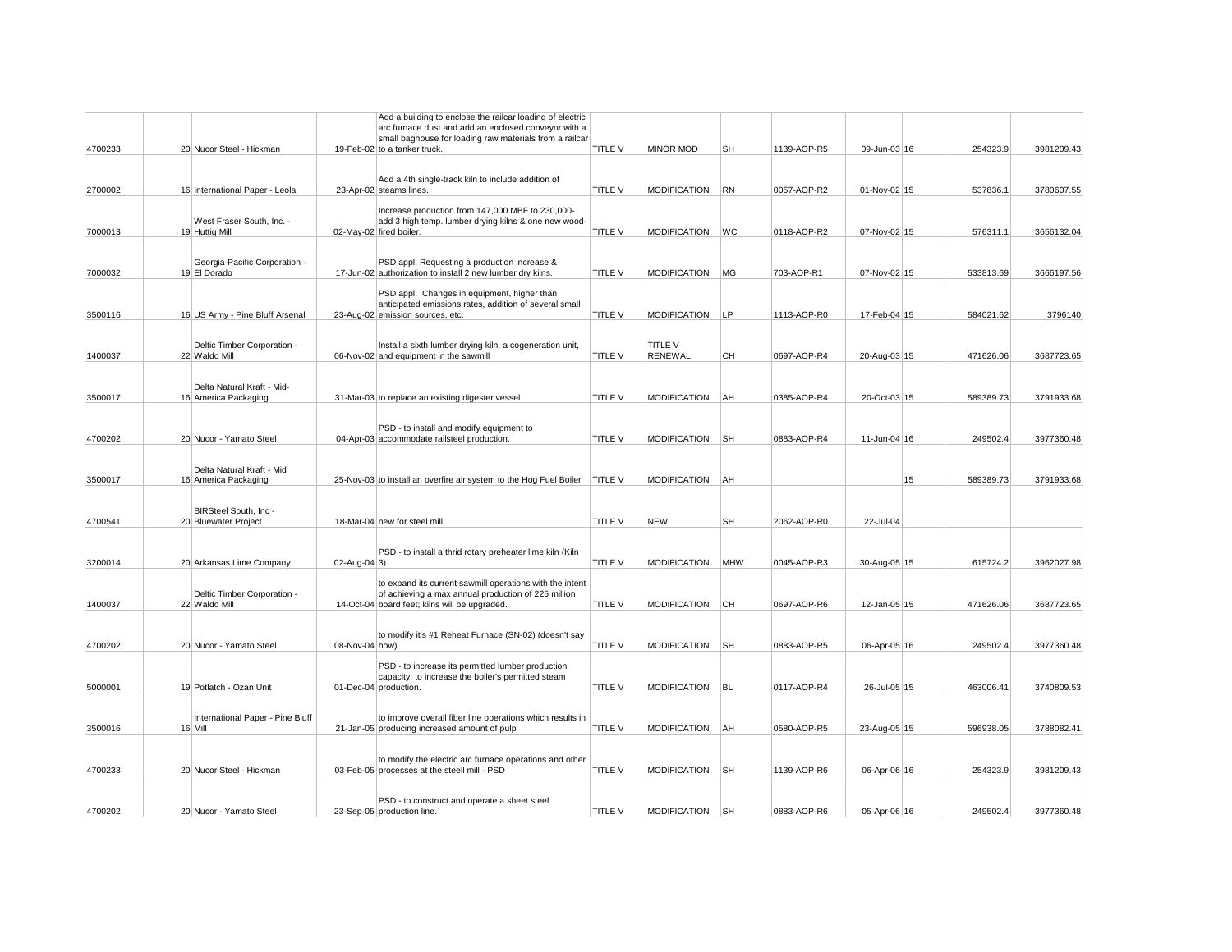|  |  |  |  |  |  |  |  |  |  |  |  |  |
|---|---|---|---|---|---|---|---|---|---|---|---|---|
| 4700233 | 20 | Nucor Steel - Hickman | 19-Feb-02 | Add a building to enclose the railcar loading of electric arc furnace dust and add an enclosed conveyor with a small baghouse for loading raw materials from a railcar to a tanker truck. | TITLE V | MINOR MOD | SH | 1139-AOP-R5 | 09-Jun-03 | 16 | 254323.9 | 3981209.43 |
| 2700002 | 16 | International Paper - Leola | 23-Apr-02 | Add a 4th single-track kiln to include addition of steams lines. | TITLE V | MODIFICATION | RN | 0057-AOP-R2 | 01-Nov-02 | 15 | 537836.1 | 3780607.55 |
| 7000013 | 19 | West Fraser South, Inc. - Huttig Mill | 02-May-02 | Increase production from 147,000 MBF to 230,000- add 3 high temp. lumber drying kilns & one new wood-fired boiler. | TITLE V | MODIFICATION | WC | 0118-AOP-R2 | 07-Nov-02 | 15 | 576311.1 | 3656132.04 |
| 7000032 | 19 | Georgia-Pacific Corporation - El Dorado | 17-Jun-02 | PSD appl. Requesting a production increase & authorization to install 2 new lumber dry kilns. | TITLE V | MODIFICATION | MG | 703-AOP-R1 | 07-Nov-02 | 15 | 533813.69 | 3666197.56 |
| 3500116 | 16 | US Army - Pine Bluff Arsenal | 23-Aug-02 | PSD appl. Changes in equipment, higher than anticipated emissions rates, addition of several small emission sources, etc. | TITLE V | MODIFICATION | LP | 1113-AOP-R0 | 17-Feb-04 | 15 | 584021.62 | 3796140 |
| 1400037 | 22 | Deltic Timber Corporation - Waldo Mill | 06-Nov-02 | Install a sixth lumber drying kiln, a cogeneration unit, and equipment in the sawmill | TITLE V | TITLE V RENEWAL | CH | 0697-AOP-R4 | 20-Aug-03 | 15 | 471626.06 | 3687723.65 |
| 3500017 | 16 | Delta Natural Kraft - Mid-America Packaging | 31-Mar-03 | to replace an existing digester vessel | TITLE V | MODIFICATION | AH | 0385-AOP-R4 | 20-Oct-03 | 15 | 589389.73 | 3791933.68 |
| 4700202 | 20 | Nucor - Yamato Steel | 04-Apr-03 | PSD - to install and modify equipment to accommodate railsteel production. | TITLE V | MODIFICATION | SH | 0883-AOP-R4 | 11-Jun-04 | 16 | 249502.4 | 3977360.48 |
| 3500017 | 16 | Delta Natural Kraft - Mid America Packaging | 25-Nov-03 | to install an overfire air system to the Hog Fuel Boiler | TITLE V | MODIFICATION | AH |  |  | 15 | 589389.73 | 3791933.68 |
| 4700541 | 20 | BIRSteel South, Inc - Bluewater Project | 18-Mar-04 | new for steel mill | TITLE V | NEW | SH | 2062-AOP-R0 | 22-Jul-04 |  |  |  |
| 3200014 | 20 | Arkansas Lime Company | 02-Aug-04 | PSD - to install a thrid rotary preheater lime kiln (Kiln 3). | TITLE V | MODIFICATION | MHW | 0045-AOP-R3 | 30-Aug-05 | 15 | 615724.2 | 3962027.98 |
| 1400037 | 22 | Deltic Timber Corporation - Waldo Mill | 14-Oct-04 | to expand its current sawmill operations with the intent of achieving a max annual production of 225 million board feet; kilns will be upgraded. | TITLE V | MODIFICATION | CH | 0697-AOP-R6 | 12-Jan-05 | 15 | 471626.06 | 3687723.65 |
| 4700202 | 20 | Nucor - Yamato Steel | 08-Nov-04 | to modify it's #1 Reheat Furnace (SN-02) (doesn't say how). | TITLE V | MODIFICATION | SH | 0883-AOP-R5 | 06-Apr-05 | 16 | 249502.4 | 3977360.48 |
| 5000001 | 19 | Potlatch - Ozan Unit | 01-Dec-04 | PSD - to increase its permitted lumber production capacity; to increase the boiler's permitted steam production. | TITLE V | MODIFICATION | BL | 0117-AOP-R4 | 26-Jul-05 | 15 | 463006.41 | 3740809.53 |
| 3500016 | 16 | International Paper - Pine Bluff Mill | 21-Jan-05 | to improve overall fiber line operations which results in producing increased amount of pulp | TITLE V | MODIFICATION | AH | 0580-AOP-R5 | 23-Aug-05 | 15 | 596938.05 | 3788082.41 |
| 4700233 | 20 | Nucor Steel - Hickman | 03-Feb-05 | to modify the electric arc furnace operations and other processes at the steell mill - PSD | TITLE V | MODIFICATION | SH | 1139-AOP-R6 | 06-Apr-06 | 16 | 254323.9 | 3981209.43 |
| 4700202 | 20 | Nucor - Yamato Steel | 23-Sep-05 | PSD - to construct and operate a sheet steel production line. | TITLE V | MODIFICATION | SH | 0883-AOP-R6 | 05-Apr-06 | 16 | 249502.4 | 3977360.48 |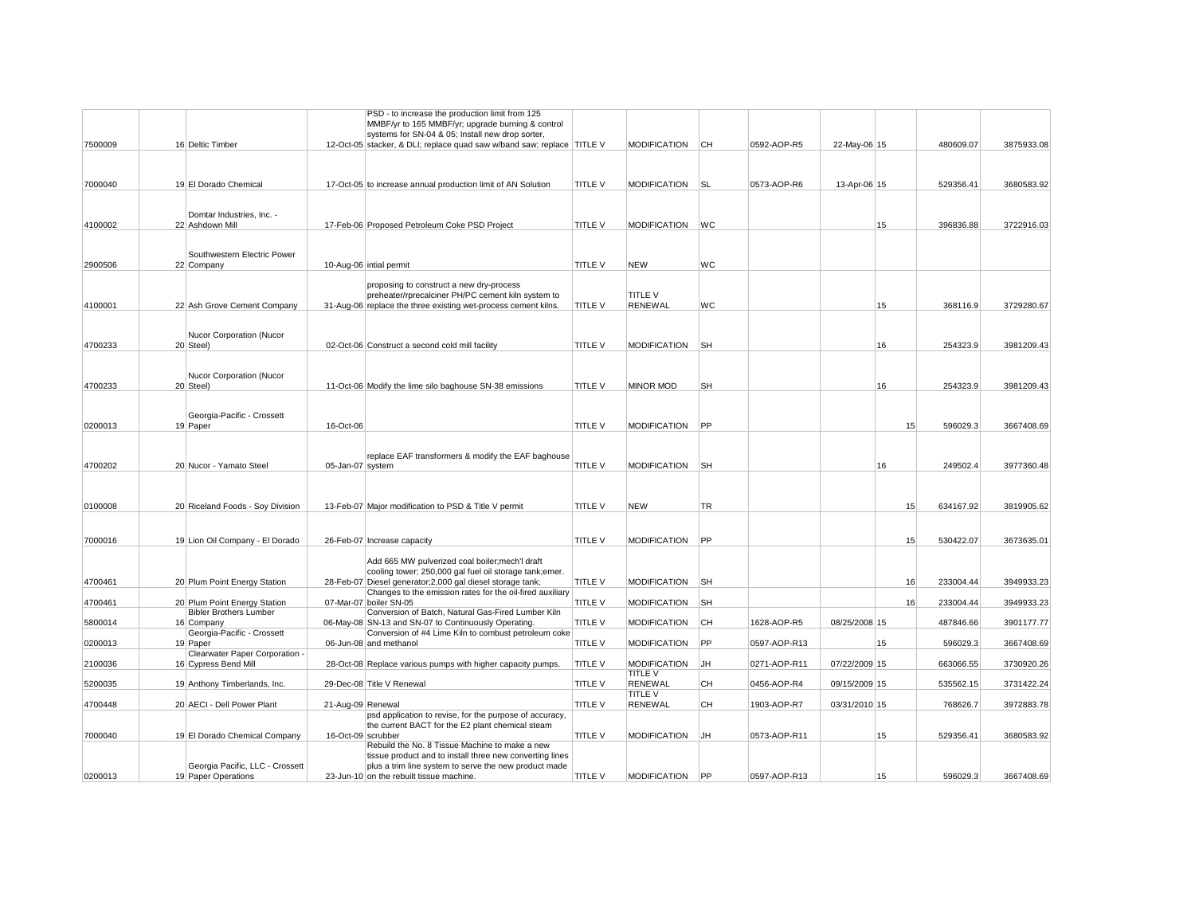| | | | | | | | | | | | | |
|---|---|---|---|---|---|---|---|---|---|---|---|---|
| 7500009 | 16 | Deltic Timber | 12-Oct-05 | PSD - to increase the production limit from 125 MMBF/yr to 165 MMBF/yr; upgrade burning & control systems for SN-04 & 05; Install new drop sorter, stacker, & DLI; replace quad saw w/band saw; replace | TITLE V | MODIFICATION | CH | 0592-AOP-R5 | 22-May-06 | 15 | 480609.07 | 3875933.08 |
| 7000040 | 19 | El Dorado Chemical | 17-Oct-05 | to increase annual production limit of AN Solution | TITLE V | MODIFICATION | SL | 0573-AOP-R6 | 13-Apr-06 | 15 | 529356.41 | 3680583.92 |
| 4100002 | 22 | Domtar Industries, Inc. - Ashdown Mill | 17-Feb-06 | Proposed Petroleum Coke PSD Project | TITLE V | MODIFICATION | WC | | | 15 | 396836.88 | 3722916.03 |
| 2900506 | 22 | Southwestern Electric Power Company | 10-Aug-06 | intial permit | TITLE V | NEW | WC | | | | | |
| 4100001 | 22 | Ash Grove Cement Company | 31-Aug-06 | proposing to construct a new dry-process preheater/rprecalciner PH/PC cement kiln system to replace the three existing wet-process cement kilns. | TITLE V | TITLE V RENEWAL | WC | | | 15 | 368116.9 | 3729280.67 |
| 4700233 | 20 | Nucor Corporation (Nucor Steel) | 02-Oct-06 | Construct a second cold mill facility | TITLE V | MODIFICATION | SH | | | 16 | 254323.9 | 3981209.43 |
| 4700233 | 20 | Nucor Corporation (Nucor Steel) | 11-Oct-06 | Modify the lime silo baghouse SN-38 emissions | TITLE V | MINOR MOD | SH | | | 16 | 254323.9 | 3981209.43 |
| 0200013 | 19 | Georgia-Pacific - Crossett Paper | 16-Oct-06 | | TITLE V | MODIFICATION | PP | | | 15 | 596029.3 | 3667408.69 |
| 4700202 | 20 | Nucor - Yamato Steel | 05-Jan-07 | replace EAF transformers & modify the EAF baghouse system | TITLE V | MODIFICATION | SH | | | 16 | 249502.4 | 3977360.48 |
| 0100008 | 20 | Riceland Foods - Soy Division | 13-Feb-07 | Major modification to PSD & Title V permit | TITLE V | NEW | TR | | | 15 | 634167.92 | 3819905.62 |
| 7000016 | 19 | Lion Oil Company - El Dorado | 26-Feb-07 | Increase capacity | TITLE V | MODIFICATION | PP | | | 15 | 530422.07 | 3673635.01 |
| 4700461 | 20 | Plum Point Energy Station | 28-Feb-07 | Add 665 MW pulverized coal boiler;mech'l draft cooling tower; 250,000 gal fuel oil storage tank;emer. Diesel generator;2,000 gal diesel storage tank; | TITLE V | MODIFICATION | SH | | | 16 | 233004.44 | 3949933.23 |
| 4700461 | 20 | Plum Point Energy Station | 07-Mar-07 | Changes to the emission rates for the oil-fired auxiliary boiler SN-05 | TITLE V | MODIFICATION | SH | | | 16 | 233004.44 | 3949933.23 |
| 5800014 | 16 | Bibler Brothers Lumber Company | 06-May-08 | Conversion of Batch, Natural Gas-Fired Lumber Kiln SN-13 and SN-07 to Continuously Operating. | TITLE V | MODIFICATION | CH | 1628-AOP-R5 | 08/25/2008 | 15 | 487846.66 | 3901177.77 |
| 0200013 | 19 | Georgia-Pacific - Crossett Paper | 06-Jun-08 | Conversion of #4 Lime Kiln to combust petroleum coke and methanol | TITLE V | MODIFICATION | PP | 0597-AOP-R13 | | 15 | 596029.3 | 3667408.69 |
| 2100036 | 16 | Clearwater Paper Corporation - Cypress Bend Mill | 28-Oct-08 | Replace various pumps with higher capacity pumps. | TITLE V | MODIFICATION | JH | 0271-AOP-R11 | 07/22/2009 | 15 | 663066.55 | 3730920.26 |
| 5200035 | 19 | Anthony Timberlands, Inc. | 29-Dec-08 | Title V Renewal | TITLE V | TITLE V RENEWAL | CH | 0456-AOP-R4 | 09/15/2009 | 15 | 535562.15 | 3731422.24 |
| 4700448 | 20 | AECI - Dell Power Plant | 21-Aug-09 | Renewal | TITLE V | TITLE V RENEWAL | CH | 1903-AOP-R7 | 03/31/2010 | 15 | 768626.7 | 3972883.78 |
| 7000040 | 19 | El Dorado Chemical Company | 16-Oct-09 | psd application to revise, for the purpose of accuracy, the current BACT for the E2 plant chemical steam scrubber | TITLE V | MODIFICATION | JH | 0573-AOP-R11 | | 15 | 529356.41 | 3680583.92 |
| 0200013 | 19 | Georgia Pacific, LLC - Crossett Paper Operations | 23-Jun-10 | Rebuild the No. 8 Tissue Machine to make a new tissue product and to install three new converting lines plus a trim line system to serve the new product made on the rebuilt tissue machine. | TITLE V | MODIFICATION | PP | 0597-AOP-R13 | | 15 | 596029.3 | 3667408.69 |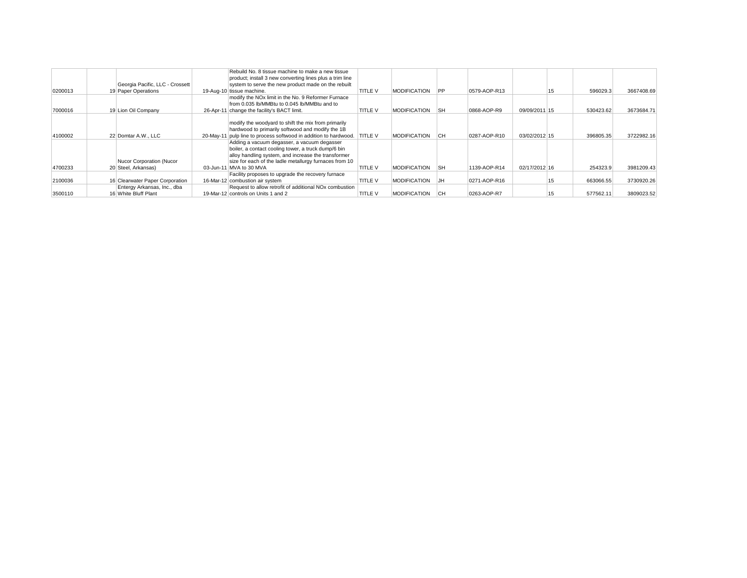| | | | | | | | | | | | | |
|---|---|---|---|---|---|---|---|---|---|---|---|---|
| 0200013 | 19 | Georgia Pacific, LLC - Crossett Paper Operations | 19-Aug-10 | Rebuild No. 8 tissue machine to make a new tissue product; install 3 new converting lines plus a trim line system to serve the new product made on the rebuilt tissue machine. | TITLE V | MODIFICATION | PP | 0579-AOP-R13 | | 15 | 596029.3 | 3667408.69 |
| 7000016 | 19 | Lion Oil Company | 26-Apr-11 | modify the NOx limit in the No. 9 Reformer Furnace from 0.035 lb/MMBtu to 0.045 lb/MMBtu and to change the facility's BACT limit. | TITLE V | MODIFICATION | SH | 0868-AOP-R9 | 09/09/2011 | 15 | 530423.62 | 3673684.71 |
| 4100002 | 22 | Domtar A.W., LLC | 20-May-11 | modify the woodyard to shift the mix from primarily hardwood to primarily softwood and modify the 1B pulp line to process softwood in addition to hardwood. | TITLE V | MODIFICATION | CH | 0287-AOP-R10 | 03/02/2012 | 15 | 396805.35 | 3722982.16 |
| 4700233 | 20 | Nucor Corporation (Nucor Steel, Arkansas) | 03-Jun-11 | Adding a vacuum degasser, a vacuum degasser boiler, a contact cooling tower, a truck dump/6 bin alloy handling system, and increase the transformer size for each of the ladle metallurgy furnaces from 10 MVA to 30 MVA | TITLE V | MODIFICATION | SH | 1139-AOP-R14 | 02/17/2012 | 16 | 254323.9 | 3981209.43 |
| 2100036 | 16 | Clearwater Paper Corporation | 16-Mar-12 | Facility proposes to upgrade the recovery furnace combustion air system | TITLE V | MODIFICATION | JH | 0271-AOP-R16 | | 15 | 663066.55 | 3730920.26 |
| 3500110 | 16 | Entergy Arkansas, Inc., dba White Bluff Plant | 19-Mar-12 | Request to allow retrofit of additional NOx combustion controls on Units 1 and 2 | TITLE V | MODIFICATION | CH | 0263-AOP-R7 | | 15 | 577562.11 | 3809023.52 |